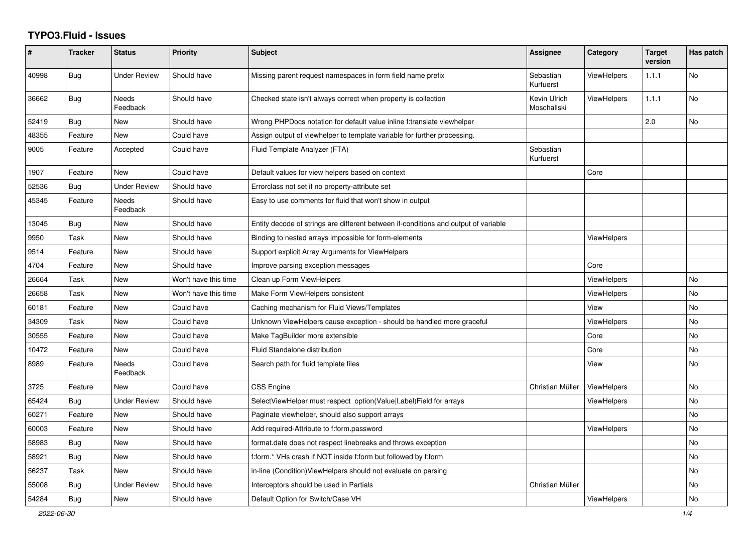# TYPO3.Fluid - Issues

| # | Tracker | Status | Priority | Subject | Assignee | Category | Target version | Has patch |
|---|---|---|---|---|---|---|---|---|
| 40998 | Bug | Under Review | Should have | Missing parent request namespaces in form field name prefix | Sebastian Kurfuerst | ViewHelpers | 1.1.1 | No |
| 36662 | Bug | Needs Feedback | Should have | Checked state isn't always correct when property is collection | Kevin Ulrich Moschallski | ViewHelpers | 1.1.1 | No |
| 52419 | Bug | New | Should have | Wrong PHPDocs notation for default value inline f:translate viewhelper | | | 2.0 | No |
| 48355 | Feature | New | Could have | Assign output of viewhelper to template variable for further processing. | | | | |
| 9005 | Feature | Accepted | Could have | Fluid Template Analyzer (FTA) | Sebastian Kurfuerst | | | |
| 1907 | Feature | New | Could have | Default values for view helpers based on context | | Core | | |
| 52536 | Bug | Under Review | Should have | Errorclass not set if no property-attribute set | | | | |
| 45345 | Feature | Needs Feedback | Should have | Easy to use comments for fluid that won't show in output | | | | |
| 13045 | Bug | New | Should have | Entity decode of strings are different between if-conditions and output of variable | | | | |
| 9950 | Task | New | Should have | Binding to nested arrays impossible for form-elements | | ViewHelpers | | |
| 9514 | Feature | New | Should have | Support explicit Array Arguments for ViewHelpers | | | | |
| 4704 | Feature | New | Should have | Improve parsing exception messages | | Core | | |
| 26664 | Task | New | Won't have this time | Clean up Form ViewHelpers | | ViewHelpers | | No |
| 26658 | Task | New | Won't have this time | Make Form ViewHelpers consistent | | ViewHelpers | | No |
| 60181 | Feature | New | Could have | Caching mechanism for Fluid Views/Templates | | View | | No |
| 34309 | Task | New | Could have | Unknown ViewHelpers cause exception - should be handled more graceful | | ViewHelpers | | No |
| 30555 | Feature | New | Could have | Make TagBuilder more extensible | | Core | | No |
| 10472 | Feature | New | Could have | Fluid Standalone distribution | | Core | | No |
| 8989 | Feature | Needs Feedback | Could have | Search path for fluid template files | | View | | No |
| 3725 | Feature | New | Could have | CSS Engine | Christian Müller | ViewHelpers | | No |
| 65424 | Bug | Under Review | Should have | SelectViewHelper must respect option(Value\|Label)Field for arrays | | ViewHelpers | | No |
| 60271 | Feature | New | Should have | Paginate viewhelper, should also support arrays | | | | No |
| 60003 | Feature | New | Should have | Add required-Attribute to f:form.password | | ViewHelpers | | No |
| 58983 | Bug | New | Should have | format.date does not respect linebreaks and throws exception | | | | No |
| 58921 | Bug | New | Should have | f:form.* VHs crash if NOT inside f:form but followed by f:form | | | | No |
| 56237 | Task | New | Should have | in-line (Condition)ViewHelpers should not evaluate on parsing | | | | No |
| 55008 | Bug | Under Review | Should have | Interceptors should be used in Partials | Christian Müller | | | No |
| 54284 | Bug | New | Should have | Default Option for Switch/Case VH | | ViewHelpers | | No |

2022-06-30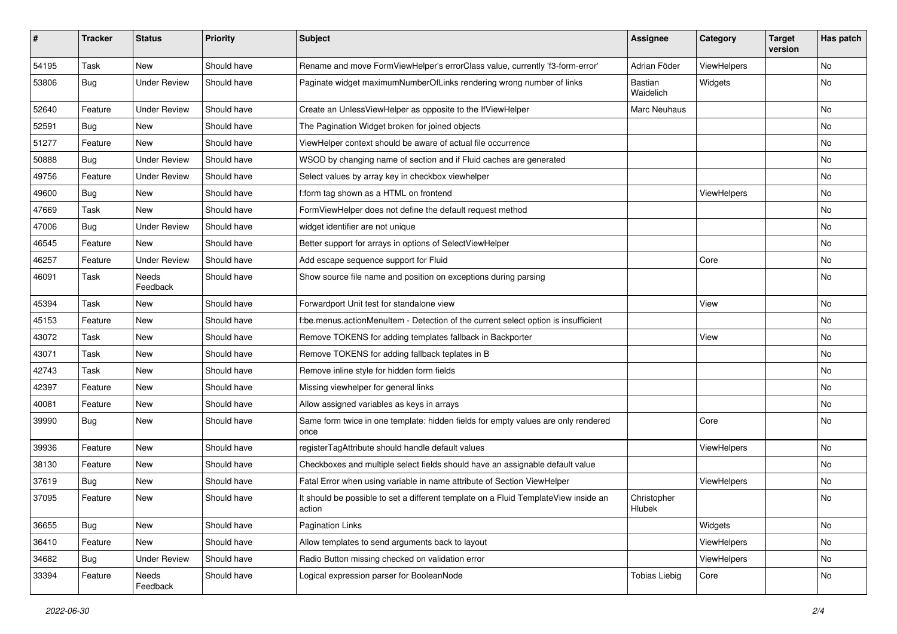| # | Tracker | Status | Priority | Subject | Assignee | Category | Target version | Has patch |
|---|---|---|---|---|---|---|---|---|
| 54195 | Task | New | Should have | Rename and move FormViewHelper's errorClass value, currently 'f3-form-error' | Adrian Föder | ViewHelpers | | No |
| 53806 | Bug | Under Review | Should have | Paginate widget maximumNumberOfLinks rendering wrong number of links | Bastian Waidelich | Widgets | | No |
| 52640 | Feature | Under Review | Should have | Create an UnlessViewHelper as opposite to the IfViewHelper | Marc Neuhaus | | | No |
| 52591 | Bug | New | Should have | The Pagination Widget broken for joined objects | | | | No |
| 51277 | Feature | New | Should have | ViewHelper context should be aware of actual file occurrence | | | | No |
| 50888 | Bug | Under Review | Should have | WSOD by changing name of section and if Fluid caches are generated | | | | No |
| 49756 | Feature | Under Review | Should have | Select values by array key in checkbox viewhelper | | | | No |
| 49600 | Bug | New | Should have | f:form tag shown as a HTML on frontend | | ViewHelpers | | No |
| 47669 | Task | New | Should have | FormViewHelper does not define the default request method | | | | No |
| 47006 | Bug | Under Review | Should have | widget identifier are not unique | | | | No |
| 46545 | Feature | New | Should have | Better support for arrays in options of SelectViewHelper | | | | No |
| 46257 | Feature | Under Review | Should have | Add escape sequence support for Fluid | | Core | | No |
| 46091 | Task | Needs Feedback | Should have | Show source file name and position on exceptions during parsing | | | | No |
| 45394 | Task | New | Should have | Forwardport Unit test for standalone view | | View | | No |
| 45153 | Feature | New | Should have | f:be.menus.actionMenuItem - Detection of the current select option is insufficient | | | | No |
| 43072 | Task | New | Should have | Remove TOKENS for adding templates fallback in Backporter | | View | | No |
| 43071 | Task | New | Should have | Remove TOKENS for adding fallback teplates in B | | | | No |
| 42743 | Task | New | Should have | Remove inline style for hidden form fields | | | | No |
| 42397 | Feature | New | Should have | Missing viewhelper for general links | | | | No |
| 40081 | Feature | New | Should have | Allow assigned variables as keys in arrays | | | | No |
| 39990 | Bug | New | Should have | Same form twice in one template: hidden fields for empty values are only rendered once | | Core | | No |
| 39936 | Feature | New | Should have | registerTagAttribute should handle default values | | ViewHelpers | | No |
| 38130 | Feature | New | Should have | Checkboxes and multiple select fields should have an assignable default value | | | | No |
| 37619 | Bug | New | Should have | Fatal Error when using variable in name attribute of Section ViewHelper | | ViewHelpers | | No |
| 37095 | Feature | New | Should have | It should be possible to set a different template on a Fluid TemplateView inside an action | Christopher Hlubek | | | No |
| 36655 | Bug | New | Should have | Pagination Links | | Widgets | | No |
| 36410 | Feature | New | Should have | Allow templates to send arguments back to layout | | ViewHelpers | | No |
| 34682 | Bug | Under Review | Should have | Radio Button missing checked on validation error | | ViewHelpers | | No |
| 33394 | Feature | Needs Feedback | Should have | Logical expression parser for BooleanNode | Tobias Liebig | Core | | No |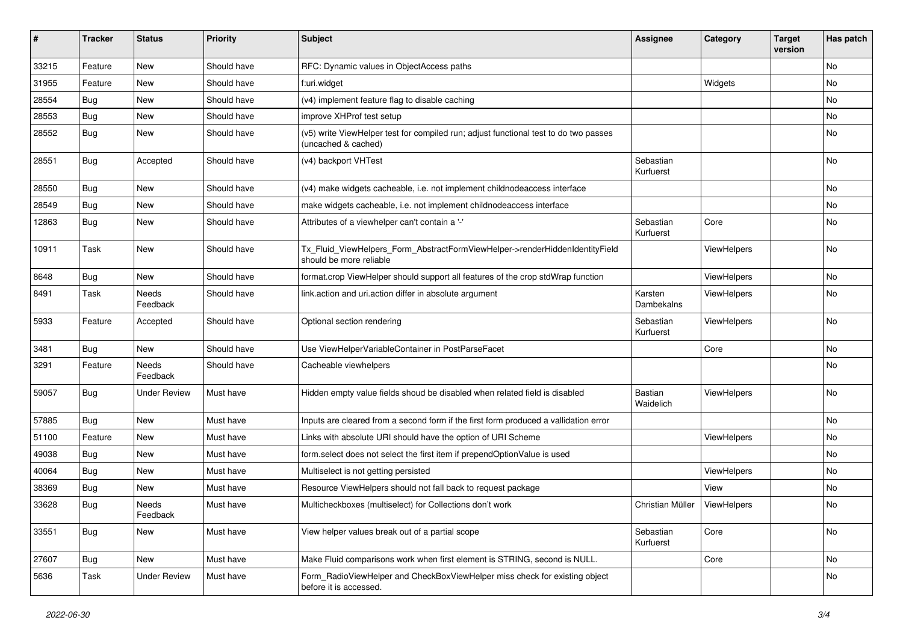| # | Tracker | Status | Priority | Subject | Assignee | Category | Target version | Has patch |
|---|---|---|---|---|---|---|---|---|
| 33215 | Feature | New | Should have | RFC: Dynamic values in ObjectAccess paths | | | | No |
| 31955 | Feature | New | Should have | f:uri.widget | | Widgets | | No |
| 28554 | Bug | New | Should have | (v4) implement feature flag to disable caching | | | | No |
| 28553 | Bug | New | Should have | improve XHProf test setup | | | | No |
| 28552 | Bug | New | Should have | (v5) write ViewHelper test for compiled run; adjust functional test to do two passes (uncached & cached) | | | | No |
| 28551 | Bug | Accepted | Should have | (v4) backport VHTest | Sebastian Kurfuerst | | | No |
| 28550 | Bug | New | Should have | (v4) make widgets cacheable, i.e. not implement childnodeaccess interface | | | | No |
| 28549 | Bug | New | Should have | make widgets cacheable, i.e. not implement childnodeaccess interface | | | | No |
| 12863 | Bug | New | Should have | Attributes of a viewhelper can't contain a '-' | Sebastian Kurfuerst | Core | | No |
| 10911 | Task | New | Should have | Tx_Fluid_ViewHelpers_Form_AbstractFormViewHelper->renderHiddenIdentityField should be more reliable | | ViewHelpers | | No |
| 8648 | Bug | New | Should have | format.crop ViewHelper should support all features of the crop stdWrap function | | ViewHelpers | | No |
| 8491 | Task | Needs Feedback | Should have | link.action and uri.action differ in absolute argument | Karsten Dambekalns | ViewHelpers | | No |
| 5933 | Feature | Accepted | Should have | Optional section rendering | Sebastian Kurfuerst | ViewHelpers | | No |
| 3481 | Bug | New | Should have | Use ViewHelperVariableContainer in PostParseFacet | | Core | | No |
| 3291 | Feature | Needs Feedback | Should have | Cacheable viewhelpers | | | | No |
| 59057 | Bug | Under Review | Must have | Hidden empty value fields shoud be disabled when related field is disabled | Bastian Waidelich | ViewHelpers | | No |
| 57885 | Bug | New | Must have | Inputs are cleared from a second form if the first form produced a vallidation error | | | | No |
| 51100 | Feature | New | Must have | Links with absolute URI should have the option of URI Scheme | | ViewHelpers | | No |
| 49038 | Bug | New | Must have | form.select does not select the first item if prependOptionValue is used | | | | No |
| 40064 | Bug | New | Must have | Multiselect is not getting persisted | | ViewHelpers | | No |
| 38369 | Bug | New | Must have | Resource ViewHelpers should not fall back to request package | | View | | No |
| 33628 | Bug | Needs Feedback | Must have | Multicheckboxes (multiselect) for Collections don't work | Christian Müller | ViewHelpers | | No |
| 33551 | Bug | New | Must have | View helper values break out of a partial scope | Sebastian Kurfuerst | Core | | No |
| 27607 | Bug | New | Must have | Make Fluid comparisons work when first element is STRING, second is NULL. | | Core | | No |
| 5636 | Task | Under Review | Must have | Form_RadioViewHelper and CheckBoxViewHelper miss check for existing object before it is accessed. | | | | No |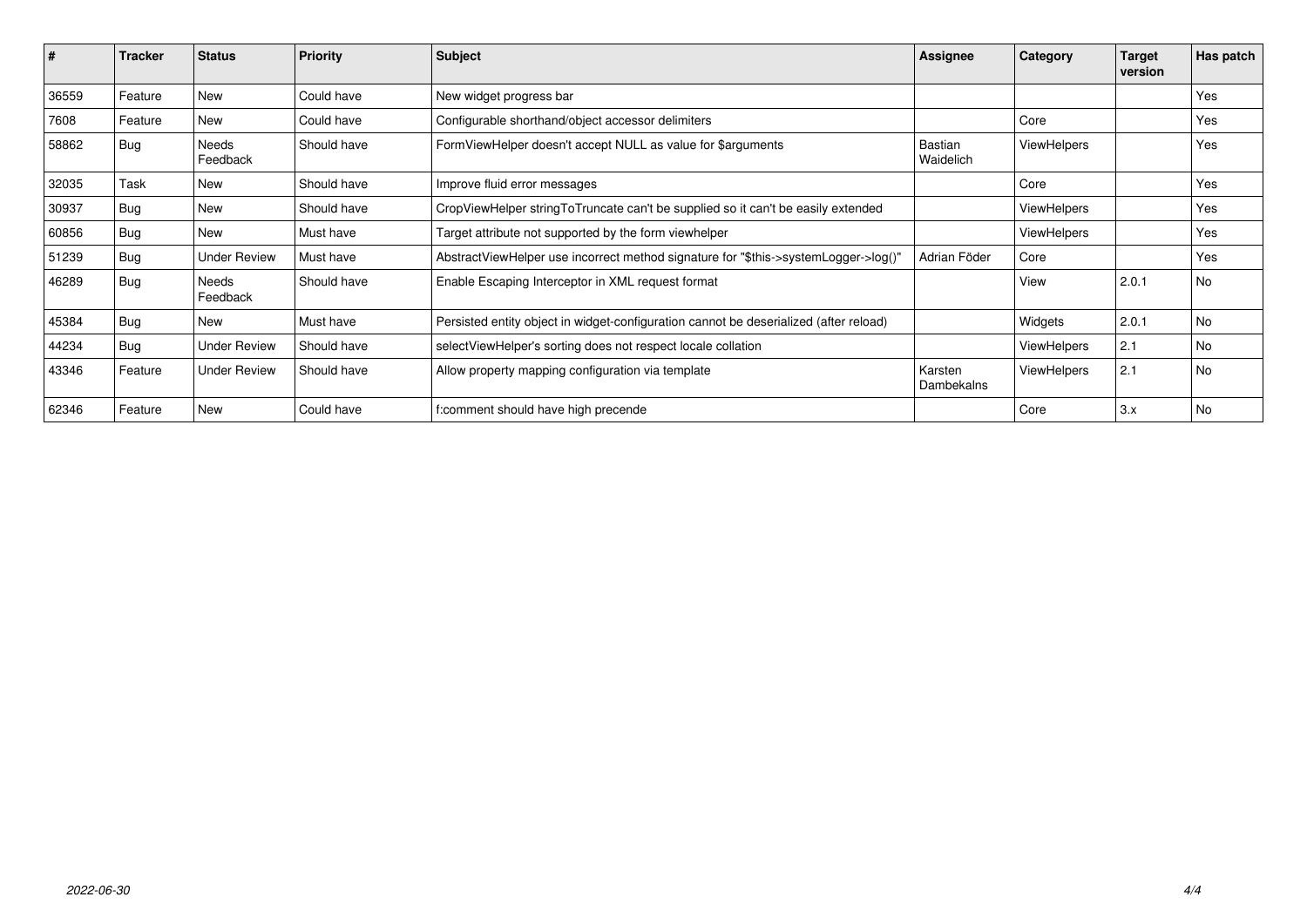| # | Tracker | Status | Priority | Subject | Assignee | Category | Target version | Has patch |
|---|---|---|---|---|---|---|---|---|
| 36559 | Feature | New | Could have | New widget progress bar | | | | Yes |
| 7608 | Feature | New | Could have | Configurable shorthand/object accessor delimiters | | Core | | Yes |
| 58862 | Bug | Needs Feedback | Should have | FormViewHelper doesn't accept NULL as value for $arguments | Bastian Waidelich | ViewHelpers | | Yes |
| 32035 | Task | New | Should have | Improve fluid error messages | | Core | | Yes |
| 30937 | Bug | New | Should have | CropViewHelper stringToTruncate can't be supplied so it can't be easily extended | | ViewHelpers | | Yes |
| 60856 | Bug | New | Must have | Target attribute not supported by the form viewhelper | | ViewHelpers | | Yes |
| 51239 | Bug | Under Review | Must have | AbstractViewHelper use incorrect method signature for "$this->systemLogger->log()" | Adrian Föder | Core | | Yes |
| 46289 | Bug | Needs Feedback | Should have | Enable Escaping Interceptor in XML request format | | View | 2.0.1 | No |
| 45384 | Bug | New | Must have | Persisted entity object in widget-configuration cannot be deserialized (after reload) | | Widgets | 2.0.1 | No |
| 44234 | Bug | Under Review | Should have | selectViewHelper's sorting does not respect locale collation | | ViewHelpers | 2.1 | No |
| 43346 | Feature | Under Review | Should have | Allow property mapping configuration via template | Karsten Dambekalns | ViewHelpers | 2.1 | No |
| 62346 | Feature | New | Could have | f:comment should have high precende | | Core | 3.x | No |